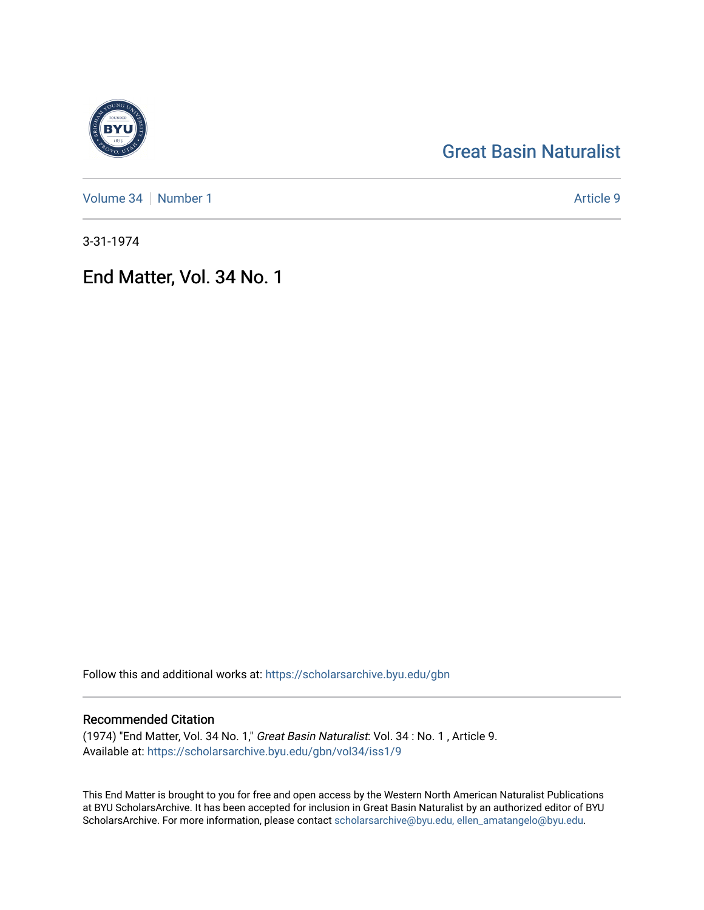# Great Basin Naturalist

Volume 34 | Number 1

Article 9

3-31-1974

## End Matter, Vol. 34 No. 1

Follow this and additional works at: https://scholarsarchive.byu.edu/gbn

### Recommended Citation

(1974) "End Matter, Vol. 34 No. 1," *Great Basin Naturalist*: Vol. 34 : No. 1 , Article 9.
Available at: https://scholarsarchive.byu.edu/gbn/vol34/iss1/9

This End Matter is brought to you for free and open access by the Western North American Naturalist Publications at BYU ScholarsArchive. It has been accepted for inclusion in Great Basin Naturalist by an authorized editor of BYU ScholarsArchive. For more information, please contact scholarsarchive@byu.edu, ellen_amatangelo@byu.edu.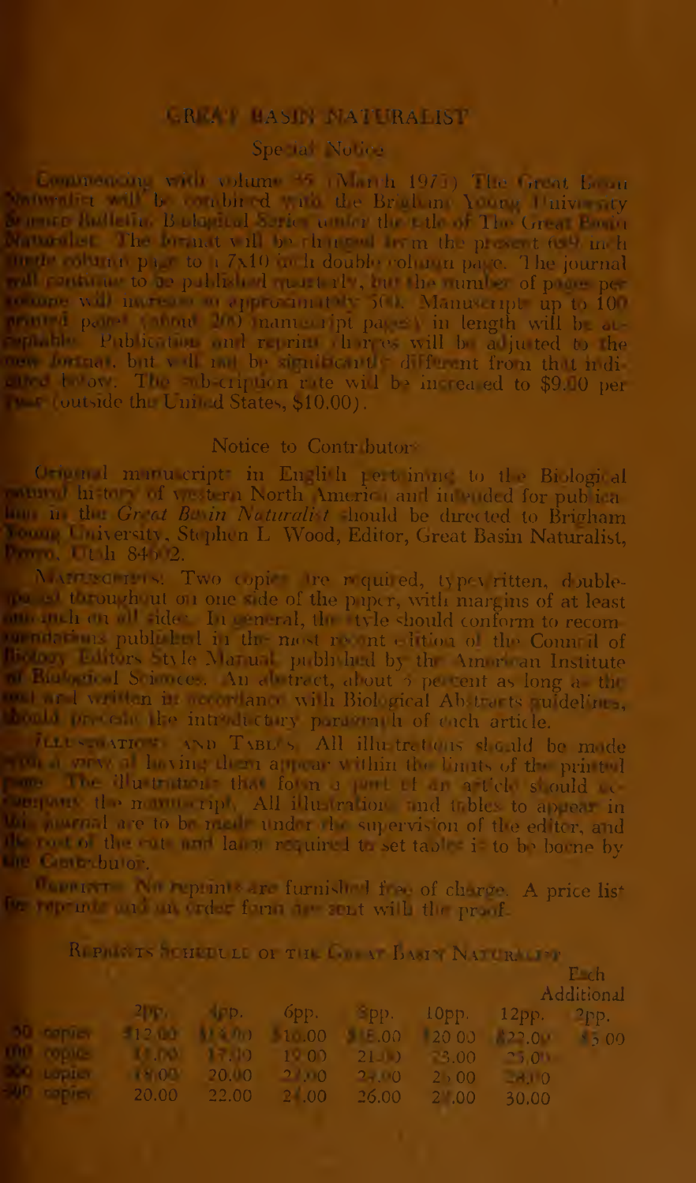# GREAT BASIN NATURALIST

## Special Notice

Commencing with volume 35 (March 1975) The Great Basin Naturalist will be combined with the Brigham Young University Science Bulletin, Biological Series under the title of The Great Basin Naturalist. The format will be changed from the present 6x9 inch single column page to a 7x10 inch double column page. The journal will continue to be published quarterly, but the number of pages per volume will increase to approximately 500. Manuscripts up to 100 printed pages (about 200 manuscript pages) in length will be acceptable. Publication and reprint charges will be adjusted to the new format, but will not be significantly different from that indicated below. The subscription rate will be increased to $9.00 per year (outside the United States, $10.00).

## Notice to Contributors

Original manuscripts in English pertaining to the Biological natural history of western North America and intended for publication in the *Great Basin Naturalist* should be directed to Brigham Young University, Stephen L. Wood, Editor, Great Basin Naturalist, Provo, Utah 84602.

MANUSCRIPTS: Two copies are required, typewritten, double-spaced throughout on one side of the paper, with margins of at least one inch on all sides. In general, the style should conform to recommendations published in the most recent edition of the Council of Biology Editors Style Manual published by the American Institute of Biological Sciences. An abstract, about 3 percent as long as the text and written in accordance with Biological Abstracts guidelines, should precede the introductory paragraph of each article.

ILLUSTRATIONS AND TABLES. All illustrations should be made with a view of having them appear within the limits of the printed page. The illustrations that form a part of an article should accompany the manuscript. All illustrations and tables to appear in this journal are to be made under the supervision of the editor, and the cost of the cuts and labor required to set tables is to be borne by the contributor.

REPRINTS. No reprints are furnished free of charge. A price list for reprints and an order form are sent with the proof.

### REPRINTS SCHEDULE OF THE GREAT BASIN NATURALIST

|  | 2pp. | 4pp. | 6pp. | 8pp. | 10pp. | 12pp. | Each Additional 2pp. |
|---|---|---|---|---|---|---|---|
| 50 copies | $12.00 | $14.00 | $16.00 | $18.00 | $20.00 | $22.00 | $5.00 |
| 100 copies | 14.00 | 17.00 | 19.00 | 21.00 | 23.00 | 25.00 |  |
| 200 copies | 18.00 | 20.00 | 22.00 | 24.00 | 26.00 | 28.00 |  |
| 300 copies | 20.00 | 22.00 | 24.00 | 26.00 | 28.00 | 30.00 |  |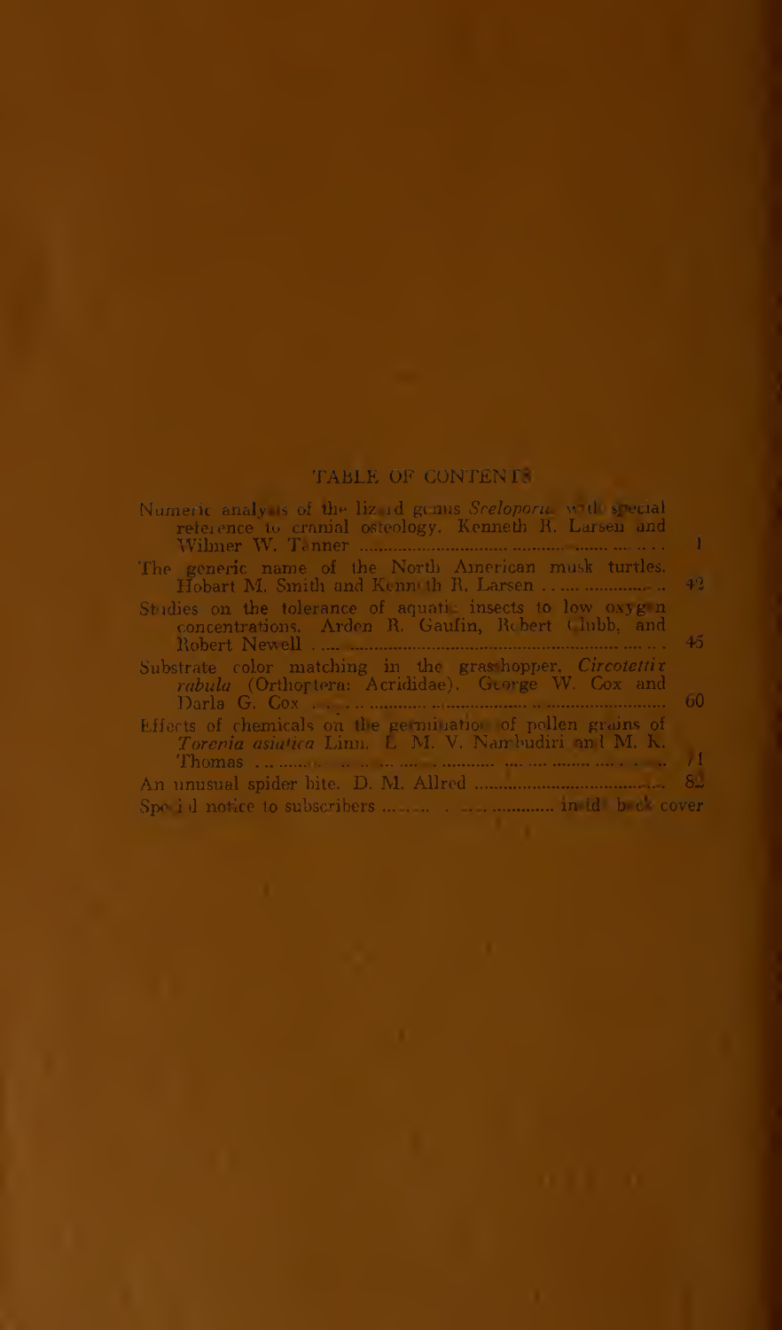## TABLE OF CONTENTS

Numeric analysis of the lizard genus *Sceloporus* with special reference to cranial osteology. Kenneth R. Larsen and Wilmer W. Tanner ........ 1

The generic name of the North American musk turtles. Hobart M. Smith and Kenneth R. Larsen ........ 42

Studies on the tolerance of aquatic insects to low oxygen concentrations. Arden R. Gaufin, Robert Clubb, and Robert Newell ........ 45

Substrate color matching in the grasshopper, *Circotettix rabula* (Orthoptera: Acrididae). George W. Cox and Darla G. Cox ........ 60

Effects of chemicals on the germination of pollen grains of *Torenia asiatica* Linn. E. M. V. Nambudiri and M. K. Thomas ........ 71

An unusual spider bite. D. M. Allred ........ 82

Special notice to subscribers ........ inside back cover